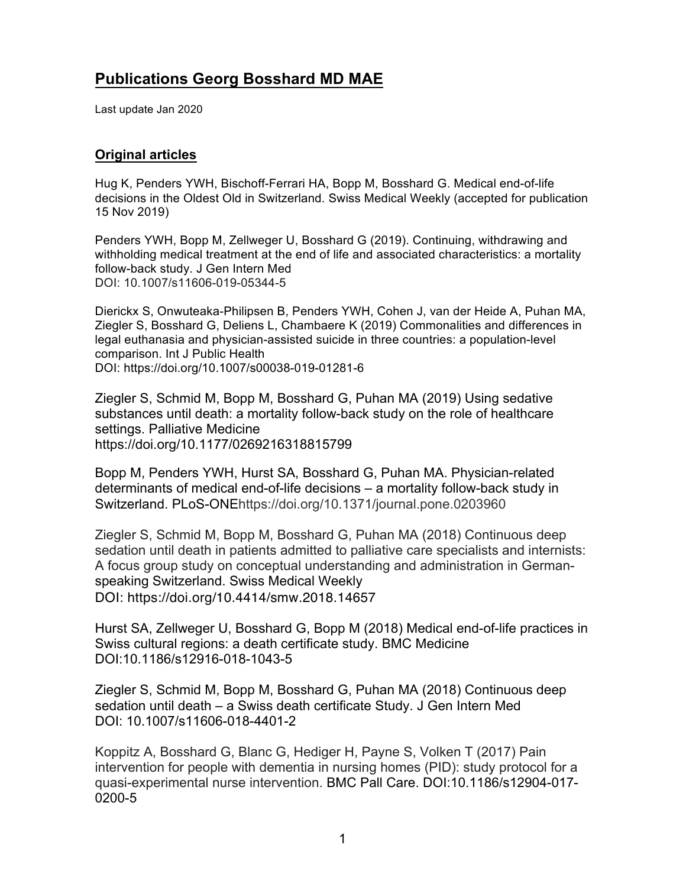# Publications Georg Bosshard MD MAE

Last update Jan 2020

## Original articles

Hug K, Penders YWH, Bischoff-Ferrari HA, Bopp M, Bosshard G. Medical end-of-life decisions in the Oldest Old in Switzerland. Swiss Medical Weekly (accepted for publication 15 Nov 2019)

Penders YWH, Bopp M, Zellweger U, Bosshard G (2019). Continuing, withdrawing and withholding medical treatment at the end of life and associated characteristics: a mortality follow-back study. J Gen Intern Med
DOI: 10.1007/s11606-019-05344-5

Dierickx S, Onwuteaka-Philipsen B, Penders YWH, Cohen J, van der Heide A, Puhan MA, Ziegler S, Bosshard G, Deliens L, Chambaere K (2019) Commonalities and differences in legal euthanasia and physician-assisted suicide in three countries: a population-level comparison. Int J Public Health
DOI: https://doi.org/10.1007/s00038-019-01281-6

Ziegler S, Schmid M, Bopp M, Bosshard G, Puhan MA (2019) Using sedative substances until death: a mortality follow-back study on the role of healthcare settings. Palliative Medicine
https://doi.org/10.1177/0269216318815799

Bopp M, Penders YWH, Hurst SA, Bosshard G, Puhan MA. Physician-related determinants of medical end-of-life decisions – a mortality follow-back study in Switzerland. PLoS-ONEhttps://doi.org/10.1371/journal.pone.0203960

Ziegler S, Schmid M, Bopp M, Bosshard G, Puhan MA (2018) Continuous deep sedation until death in patients admitted to palliative care specialists and internists: A focus group study on conceptual understanding and administration in German-speaking Switzerland. Swiss Medical Weekly
DOI: https://doi.org/10.4414/smw.2018.14657

Hurst SA, Zellweger U, Bosshard G, Bopp M (2018) Medical end-of-life practices in Swiss cultural regions: a death certificate study. BMC Medicine
DOI:10.1186/s12916-018-1043-5

Ziegler S, Schmid M, Bopp M, Bosshard G, Puhan MA (2018) Continuous deep sedation until death – a Swiss death certificate Study. J Gen Intern Med
DOI: 10.1007/s11606-018-4401-2

Koppitz A, Bosshard G, Blanc G, Hediger H, Payne S, Volken T (2017) Pain intervention for people with dementia in nursing homes (PID): study protocol for a quasi-experimental nurse intervention. BMC Pall Care. DOI:10.1186/s12904-017-0200-5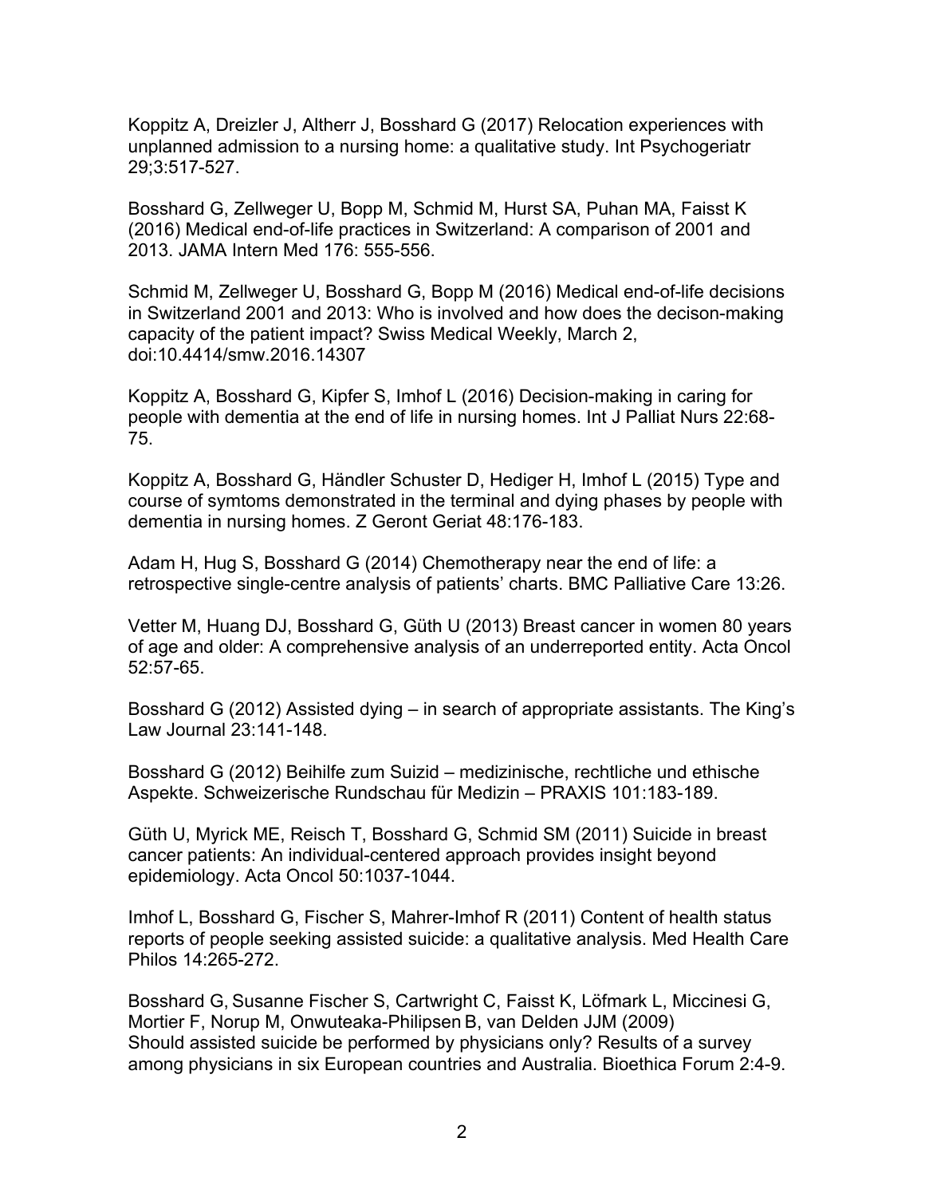Koppitz A, Dreizler J, Altherr J, Bosshard G (2017) Relocation experiences with unplanned admission to a nursing home: a qualitative study. Int Psychogeriatr 29;3:517-527.

Bosshard G, Zellweger U, Bopp M, Schmid M, Hurst SA, Puhan MA, Faisst K (2016) Medical end-of-life practices in Switzerland: A comparison of 2001 and 2013. JAMA Intern Med 176: 555-556.

Schmid M, Zellweger U, Bosshard G, Bopp M (2016) Medical end-of-life decisions in Switzerland 2001 and 2013: Who is involved and how does the decison-making capacity of the patient impact? Swiss Medical Weekly, March 2, doi:10.4414/smw.2016.14307

Koppitz A, Bosshard G, Kipfer S, Imhof L (2016) Decision-making in caring for people with dementia at the end of life in nursing homes. Int J Palliat Nurs 22:68-75.

Koppitz A, Bosshard G, Händler Schuster D, Hediger H, Imhof L (2015) Type and course of symtoms demonstrated in the terminal and dying phases by people with dementia in nursing homes. Z Geront Geriat 48:176-183.

Adam H, Hug S, Bosshard G (2014) Chemotherapy near the end of life: a retrospective single-centre analysis of patients' charts. BMC Palliative Care 13:26.

Vetter M, Huang DJ, Bosshard G, Güth U (2013) Breast cancer in women 80 years of age and older: A comprehensive analysis of an underreported entity. Acta Oncol 52:57-65.

Bosshard G (2012) Assisted dying – in search of appropriate assistants. The King's Law Journal 23:141-148.

Bosshard G (2012) Beihilfe zum Suizid – medizinische, rechtliche und ethische Aspekte. Schweizerische Rundschau für Medizin – PRAXIS 101:183-189.

Güth U, Myrick ME, Reisch T, Bosshard G, Schmid SM (2011) Suicide in breast cancer patients: An individual-centered approach provides insight beyond epidemiology. Acta Oncol 50:1037-1044.

Imhof L, Bosshard G, Fischer S, Mahrer-Imhof R (2011) Content of health status reports of people seeking assisted suicide: a qualitative analysis. Med Health Care Philos 14:265-272.

Bosshard G, Susanne Fischer S, Cartwright C, Faisst K, Löfmark L, Miccinesi G, Mortier F, Norup M, Onwuteaka-Philipsen B, van Delden JJM (2009) Should assisted suicide be performed by physicians only? Results of a survey among physicians in six European countries and Australia. Bioethica Forum 2:4-9.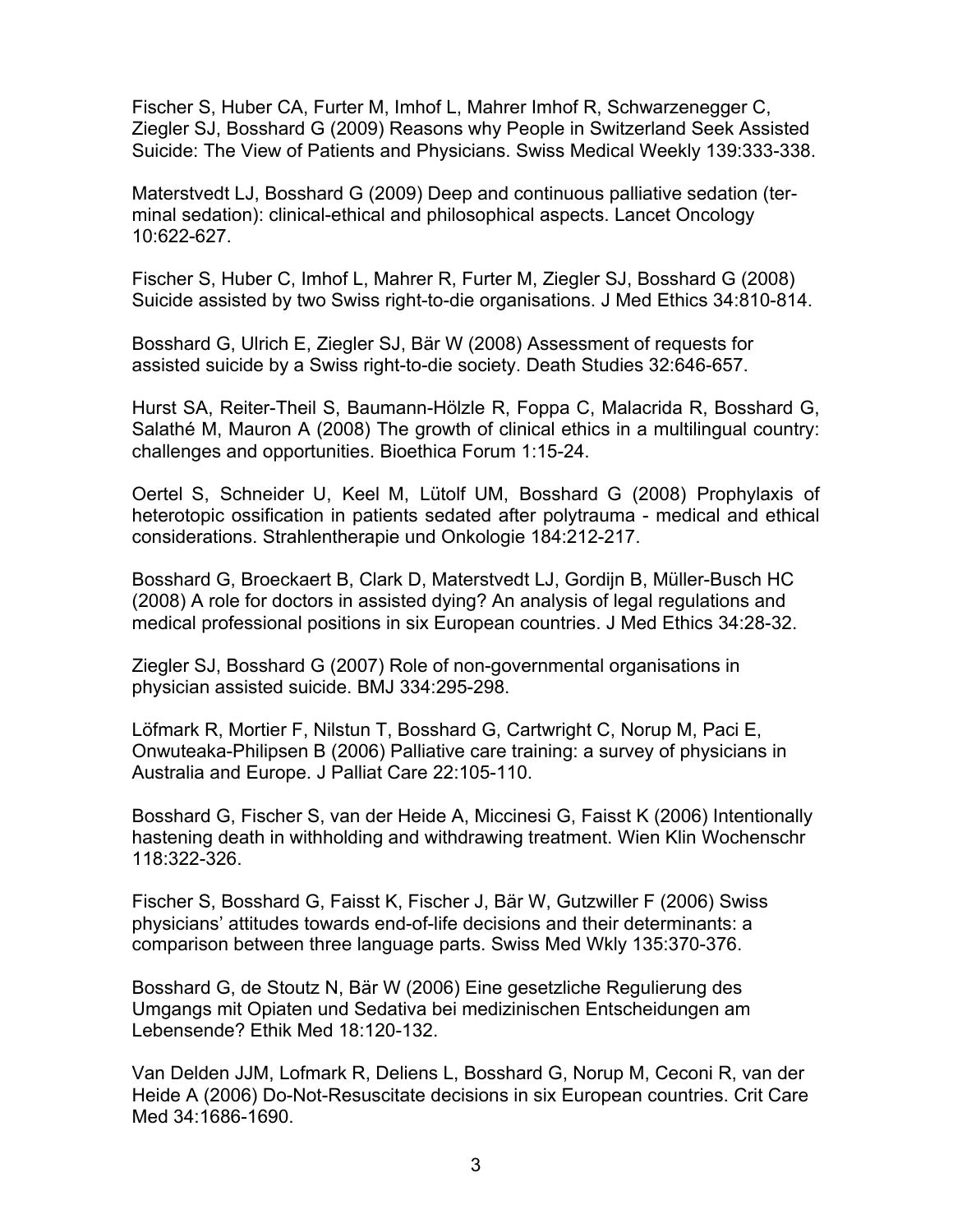Fischer S, Huber CA, Furter M, Imhof L, Mahrer Imhof R, Schwarzenegger C, Ziegler SJ, Bosshard G (2009) Reasons why People in Switzerland Seek Assisted Suicide: The View of Patients and Physicians. Swiss Medical Weekly 139:333-338.

Materstvedt LJ, Bosshard G (2009) Deep and continuous palliative sedation (terminal sedation): clinical-ethical and philosophical aspects. Lancet Oncology 10:622-627.

Fischer S, Huber C, Imhof L, Mahrer R, Furter M, Ziegler SJ, Bosshard G (2008) Suicide assisted by two Swiss right-to-die organisations. J Med Ethics 34:810-814.

Bosshard G, Ulrich E, Ziegler SJ, Bär W (2008) Assessment of requests for assisted suicide by a Swiss right-to-die society. Death Studies 32:646-657.

Hurst SA, Reiter-Theil S, Baumann-Hölzle R, Foppa C, Malacrida R, Bosshard G, Salathé M, Mauron A (2008) The growth of clinical ethics in a multilingual country: challenges and opportunities. Bioethica Forum 1:15-24.

Oertel S, Schneider U, Keel M, Lütolf UM, Bosshard G (2008) Prophylaxis of heterotopic ossification in patients sedated after polytrauma - medical and ethical considerations. Strahlentherapie und Onkologie 184:212-217.

Bosshard G, Broeckaert B, Clark D, Materstvedt LJ, Gordijn B, Müller-Busch HC (2008) A role for doctors in assisted dying? An analysis of legal regulations and medical professional positions in six European countries. J Med Ethics 34:28-32.

Ziegler SJ, Bosshard G (2007) Role of non-governmental organisations in physician assisted suicide. BMJ 334:295-298.

Löfmark R, Mortier F, Nilstun T, Bosshard G, Cartwright C, Norup M, Paci E, Onwuteaka-Philipsen B (2006) Palliative care training: a survey of physicians in Australia and Europe. J Palliat Care 22:105-110.

Bosshard G, Fischer S, van der Heide A, Miccinesi G, Faisst K (2006) Intentionally hastening death in withholding and withdrawing treatment. Wien Klin Wochenschr 118:322-326.

Fischer S, Bosshard G, Faisst K, Fischer J, Bär W, Gutzwiller F (2006) Swiss physicians' attitudes towards end-of-life decisions and their determinants: a comparison between three language parts. Swiss Med Wkly 135:370-376.

Bosshard G, de Stoutz N, Bär W (2006) Eine gesetzliche Regulierung des Umgangs mit Opiaten und Sedativa bei medizinischen Entscheidungen am Lebensende? Ethik Med 18:120-132.

Van Delden JJM, Lofmark R, Deliens L, Bosshard G, Norup M, Ceconi R, van der Heide A (2006) Do-Not-Resuscitate decisions in six European countries. Crit Care Med 34:1686-1690.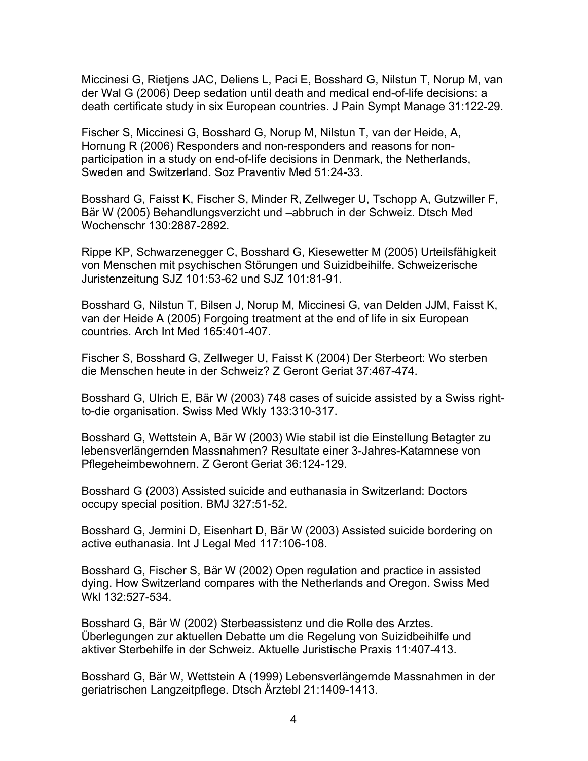Miccinesi G, Rietjens JAC, Deliens L, Paci E, Bosshard G, Nilstun T, Norup M, van der Wal G (2006) Deep sedation until death and medical end-of-life decisions: a death certificate study in six European countries. J Pain Sympt Manage 31:122-29.

Fischer S, Miccinesi G, Bosshard G, Norup M, Nilstun T, van der Heide, A, Hornung R (2006) Responders and non-responders and reasons for non-participation in a study on end-of-life decisions in Denmark, the Netherlands, Sweden and Switzerland. Soz Praventiv Med 51:24-33.

Bosshard G, Faisst K, Fischer S, Minder R, Zellweger U, Tschopp A, Gutzwiller F, Bär W (2005) Behandlungsverzicht und –abbruch in der Schweiz. Dtsch Med Wochenschr 130:2887-2892.

Rippe KP, Schwarzenegger C, Bosshard G, Kiesewetter M (2005) Urteilsfähigkeit von Menschen mit psychischen Störungen und Suizidbeihilfe. Schweizerische Juristenzeitung SJZ 101:53-62 und SJZ 101:81-91.

Bosshard G, Nilstun T, Bilsen J, Norup M, Miccinesi G, van Delden JJM, Faisst K, van der Heide A (2005) Forgoing treatment at the end of life in six European countries. Arch Int Med 165:401-407.

Fischer S, Bosshard G, Zellweger U, Faisst K (2004) Der Sterbeort: Wo sterben die Menschen heute in der Schweiz? Z Geront Geriat 37:467-474.

Bosshard G, Ulrich E, Bär W (2003) 748 cases of suicide assisted by a Swiss right-to-die organisation. Swiss Med Wkly 133:310-317.

Bosshard G, Wettstein A, Bär W (2003) Wie stabil ist die Einstellung Betagter zu lebensverlängernden Massnahmen? Resultate einer 3-Jahres-Katamnese von Pflegeheimbewohnern. Z Geront Geriat 36:124-129.

Bosshard G (2003) Assisted suicide and euthanasia in Switzerland: Doctors occupy special position. BMJ 327:51-52.

Bosshard G, Jermini D, Eisenhart D, Bär W (2003) Assisted suicide bordering on active euthanasia. Int J Legal Med 117:106-108.

Bosshard G, Fischer S, Bär W (2002) Open regulation and practice in assisted dying. How Switzerland compares with the Netherlands and Oregon. Swiss Med Wkl 132:527-534.

Bosshard G, Bär W (2002) Sterbeassistenz und die Rolle des Arztes. Überlegungen zur aktuellen Debatte um die Regelung von Suizidbeihilfe und aktiver Sterbehilfe in der Schweiz. Aktuelle Juristische Praxis 11:407-413.

Bosshard G, Bär W, Wettstein A (1999) Lebensverlängernde Massnahmen in der geriatrischen Langzeitpflege. Dtsch Ärztebl 21:1409-1413.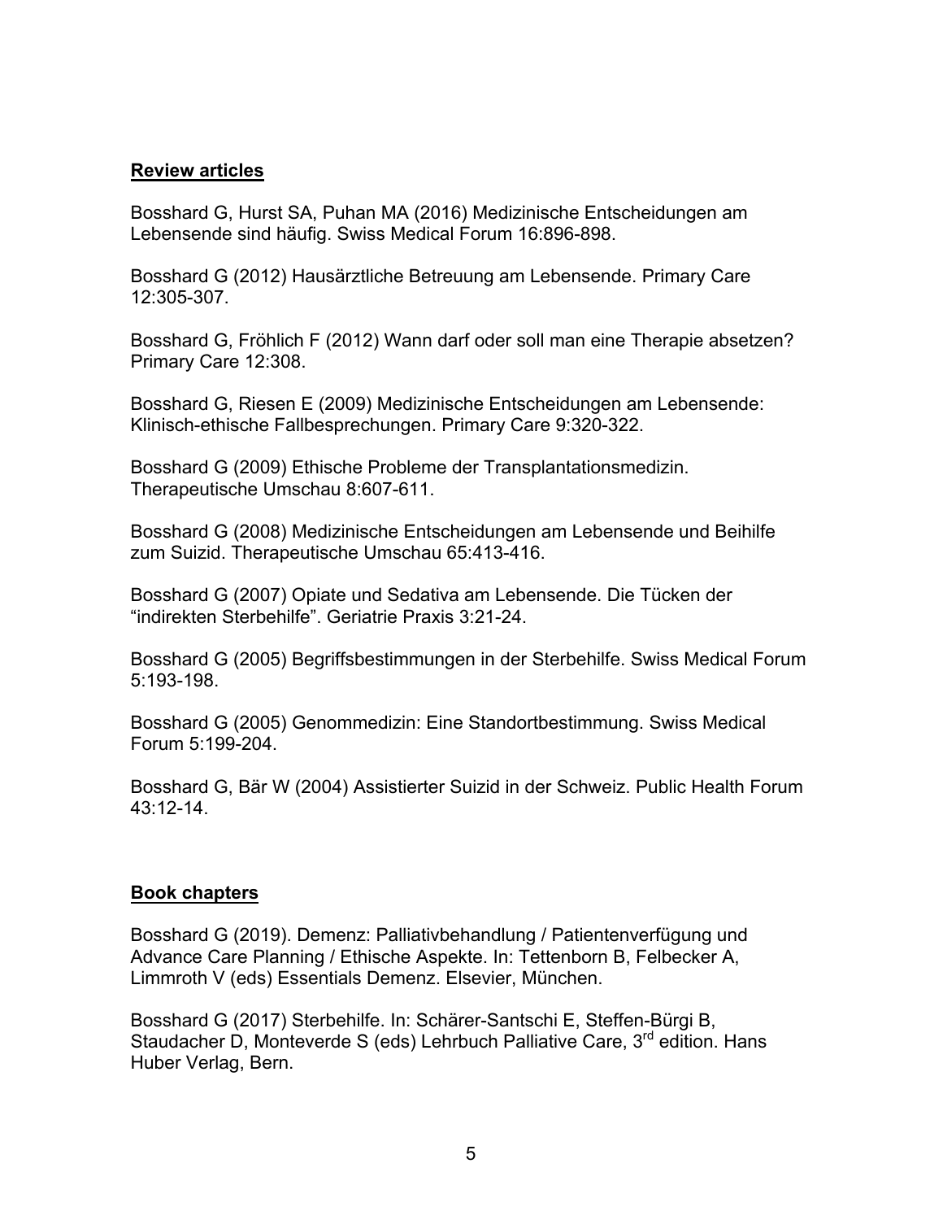## Review articles

Bosshard G, Hurst SA, Puhan MA (2016) Medizinische Entscheidungen am Lebensende sind häufig. Swiss Medical Forum 16:896-898.

Bosshard G (2012) Hausärztliche Betreuung am Lebensende. Primary Care 12:305-307.

Bosshard G, Fröhlich F (2012) Wann darf oder soll man eine Therapie absetzen? Primary Care 12:308.

Bosshard G, Riesen E (2009) Medizinische Entscheidungen am Lebensende: Klinisch-ethische Fallbesprechungen. Primary Care 9:320-322.

Bosshard G (2009) Ethische Probleme der Transplantationsmedizin. Therapeutische Umschau 8:607-611.

Bosshard G (2008) Medizinische Entscheidungen am Lebensende und Beihilfe zum Suizid. Therapeutische Umschau 65:413-416.

Bosshard G (2007) Opiate und Sedativa am Lebensende. Die Tücken der "indirekten Sterbehilfe". Geriatrie Praxis 3:21-24.

Bosshard G (2005) Begriffsbestimmungen in der Sterbehilfe. Swiss Medical Forum 5:193-198.

Bosshard G (2005) Genommedizin: Eine Standortbestimmung. Swiss Medical Forum 5:199-204.

Bosshard G, Bär W (2004) Assistierter Suizid in der Schweiz. Public Health Forum 43:12-14.

## Book chapters

Bosshard G (2019). Demenz: Palliativbehandlung / Patientenverfügung und Advance Care Planning / Ethische Aspekte. In: Tettenborn B, Felbecker A, Limmroth V (eds) Essentials Demenz. Elsevier, München.

Bosshard G (2017) Sterbehilfe. In: Schärer-Santschi E, Steffen-Bürgi B, Staudacher D, Monteverde S (eds) Lehrbuch Palliative Care, 3rd edition. Hans Huber Verlag, Bern.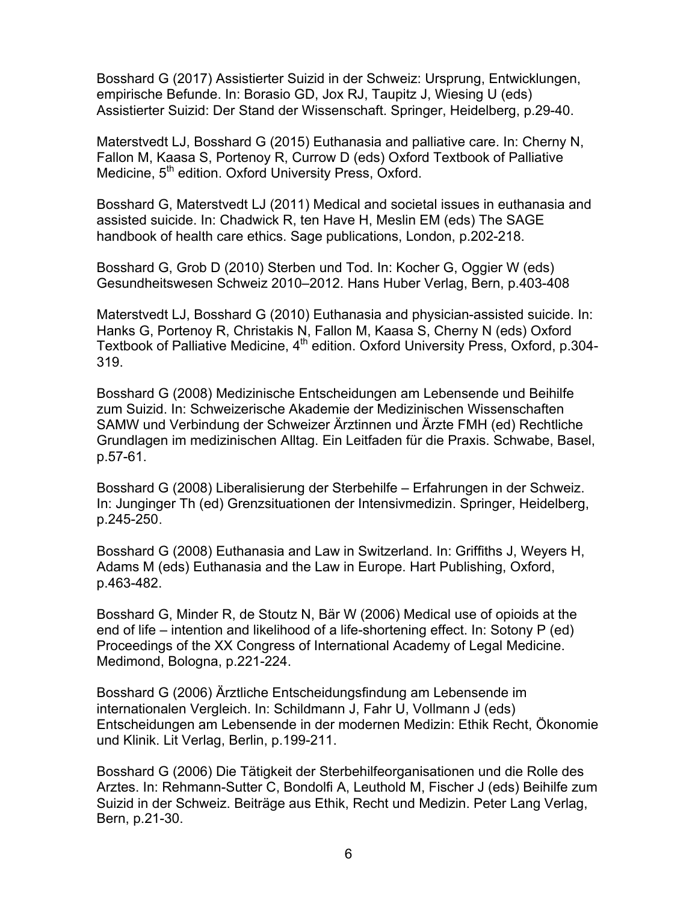Bosshard G (2017) Assistierter Suizid in der Schweiz: Ursprung, Entwicklungen, empirische Befunde. In: Borasio GD, Jox RJ, Taupitz J, Wiesing U (eds) Assistierter Suizid: Der Stand der Wissenschaft. Springer, Heidelberg, p.29-40.

Materstvedt LJ, Bosshard G (2015) Euthanasia and palliative care. In: Cherny N, Fallon M, Kaasa S, Portenoy R, Currow D (eds) Oxford Textbook of Palliative Medicine, 5th edition. Oxford University Press, Oxford.

Bosshard G, Materstvedt LJ (2011) Medical and societal issues in euthanasia and assisted suicide. In: Chadwick R, ten Have H, Meslin EM (eds) The SAGE handbook of health care ethics. Sage publications, London, p.202-218.

Bosshard G, Grob D (2010) Sterben und Tod. In: Kocher G, Oggier W (eds) Gesundheitswesen Schweiz 2010–2012. Hans Huber Verlag, Bern, p.403-408

Materstvedt LJ, Bosshard G (2010) Euthanasia and physician-assisted suicide. In: Hanks G, Portenoy R, Christakis N, Fallon M, Kaasa S, Cherny N (eds) Oxford Textbook of Palliative Medicine, 4th edition. Oxford University Press, Oxford, p.304-319.

Bosshard G (2008) Medizinische Entscheidungen am Lebensende und Beihilfe zum Suizid. In: Schweizerische Akademie der Medizinischen Wissenschaften SAMW und Verbindung der Schweizer Ärztinnen und Ärzte FMH (ed) Rechtliche Grundlagen im medizinischen Alltag. Ein Leitfaden für die Praxis. Schwabe, Basel, p.57-61.

Bosshard G (2008) Liberalisierung der Sterbehilfe – Erfahrungen in der Schweiz. In: Junginger Th (ed) Grenzsituationen der Intensivmedizin. Springer, Heidelberg, p.245-250.

Bosshard G (2008) Euthanasia and Law in Switzerland. In: Griffiths J, Weyers H, Adams M (eds) Euthanasia and the Law in Europe. Hart Publishing, Oxford, p.463-482.

Bosshard G, Minder R, de Stoutz N, Bär W (2006) Medical use of opioids at the end of life – intention and likelihood of a life-shortening effect. In: Sotony P (ed) Proceedings of the XX Congress of International Academy of Legal Medicine. Medimond, Bologna, p.221-224.

Bosshard G (2006) Ärztliche Entscheidungsfindung am Lebensende im internationalen Vergleich. In: Schildmann J, Fahr U, Vollmann J (eds) Entscheidungen am Lebensende in der modernen Medizin: Ethik Recht, Ökonomie und Klinik. Lit Verlag, Berlin, p.199-211.

Bosshard G (2006) Die Tätigkeit der Sterbehilfeorganisationen und die Rolle des Arztes. In: Rehmann-Sutter C, Bondolfi A, Leuthold M, Fischer J (eds) Beihilfe zum Suizid in der Schweiz. Beiträge aus Ethik, Recht und Medizin. Peter Lang Verlag, Bern, p.21-30.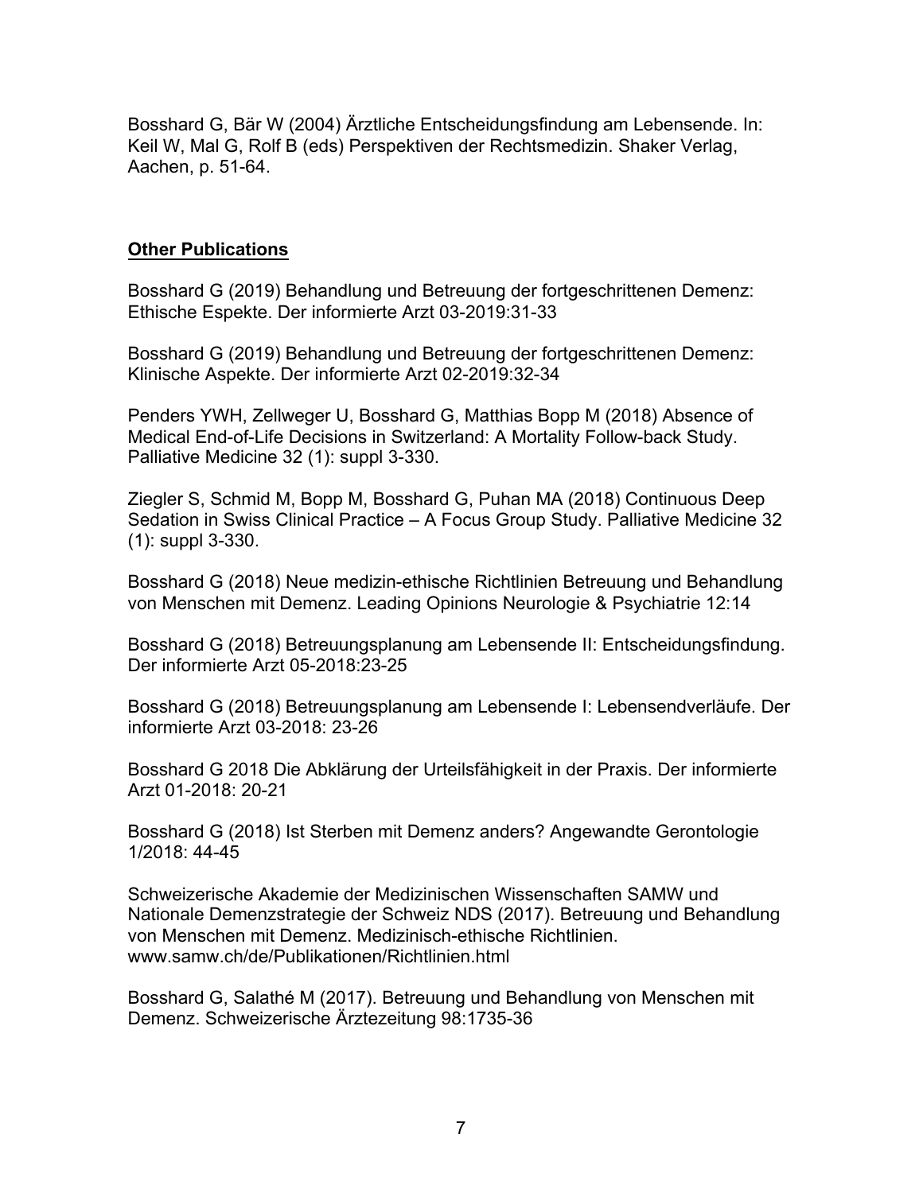Bosshard G, Bär W (2004) Ärztliche Entscheidungsfindung am Lebensende. In: Keil W, Mal G, Rolf B (eds) Perspektiven der Rechtsmedizin. Shaker Verlag, Aachen, p. 51-64.

**Other Publications**

Bosshard G (2019) Behandlung und Betreuung der fortgeschrittenen Demenz: Ethische Espekte. Der informierte Arzt 03-2019:31-33

Bosshard G (2019) Behandlung und Betreuung der fortgeschrittenen Demenz: Klinische Aspekte. Der informierte Arzt 02-2019:32-34

Penders YWH, Zellweger U, Bosshard G, Matthias Bopp M (2018) Absence of Medical End-of-Life Decisions in Switzerland: A Mortality Follow-back Study. Palliative Medicine 32 (1): suppl 3-330.

Ziegler S, Schmid M, Bopp M, Bosshard G, Puhan MA (2018) Continuous Deep Sedation in Swiss Clinical Practice – A Focus Group Study. Palliative Medicine 32 (1): suppl 3-330.

Bosshard G (2018) Neue medizin-ethische Richtlinien Betreuung und Behandlung von Menschen mit Demenz. Leading Opinions Neurologie & Psychiatrie 12:14

Bosshard G (2018) Betreuungsplanung am Lebensende II: Entscheidungsfindung. Der informierte Arzt 05-2018:23-25

Bosshard G (2018) Betreuungsplanung am Lebensende I: Lebensendverläufe. Der informierte Arzt 03-2018: 23-26

Bosshard G 2018 Die Abklärung der Urteilsfähigkeit in der Praxis. Der informierte Arzt 01-2018: 20-21

Bosshard G (2018) Ist Sterben mit Demenz anders? Angewandte Gerontologie 1/2018: 44-45

Schweizerische Akademie der Medizinischen Wissenschaften SAMW und Nationale Demenzstrategie der Schweiz NDS (2017). Betreuung und Behandlung von Menschen mit Demenz. Medizinisch-ethische Richtlinien. www.samw.ch/de/Publikationen/Richtlinien.html

Bosshard G, Salathé M (2017). Betreuung und Behandlung von Menschen mit Demenz. Schweizerische Ärztezeitung 98:1735-36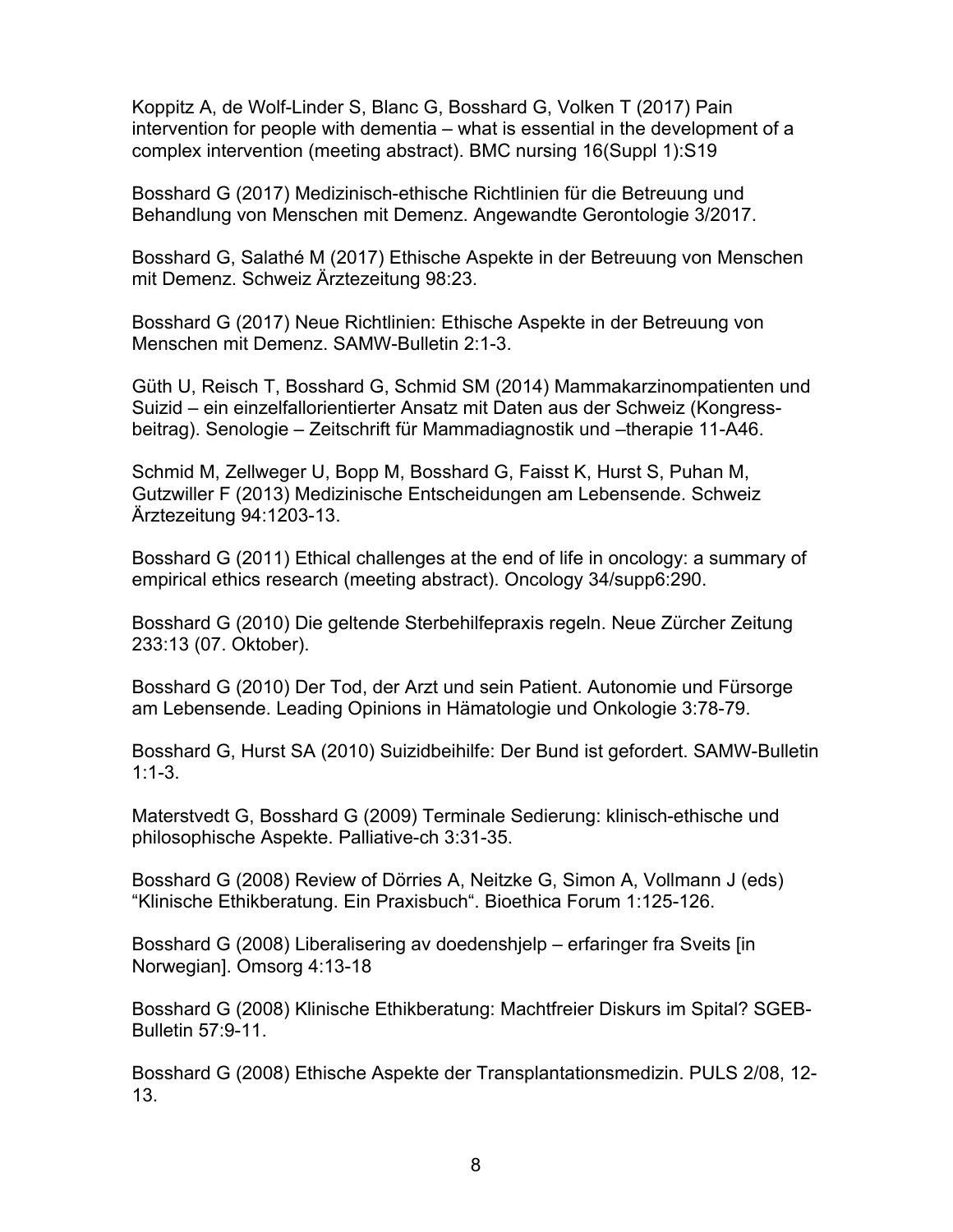Koppitz A, de Wolf-Linder S, Blanc G, Bosshard G, Volken T (2017) Pain intervention for people with dementia – what is essential in the development of a complex intervention (meeting abstract). BMC nursing 16(Suppl 1):S19

Bosshard G (2017) Medizinisch-ethische Richtlinien für die Betreuung und Behandlung von Menschen mit Demenz. Angewandte Gerontologie 3/2017.

Bosshard G, Salathé M (2017) Ethische Aspekte in der Betreuung von Menschen mit Demenz. Schweiz Ärztezeitung 98:23.

Bosshard G (2017) Neue Richtlinien: Ethische Aspekte in der Betreuung von Menschen mit Demenz. SAMW-Bulletin 2:1-3.

Güth U, Reisch T, Bosshard G, Schmid SM (2014) Mammakarzinompatienten und Suizid – ein einzelfallorientierter Ansatz mit Daten aus der Schweiz (Kongress-beitrag). Senologie – Zeitschrift für Mammadiagnostik und –therapie 11-A46.

Schmid M, Zellweger U, Bopp M, Bosshard G, Faisst K, Hurst S, Puhan M, Gutzwiller F (2013) Medizinische Entscheidungen am Lebensende. Schweiz Ärztezeitung 94:1203-13.

Bosshard G (2011) Ethical challenges at the end of life in oncology: a summary of empirical ethics research (meeting abstract). Oncology 34/supp6:290.

Bosshard G (2010) Die geltende Sterbehilfepraxis regeln. Neue Zürcher Zeitung 233:13 (07. Oktober).

Bosshard G (2010) Der Tod, der Arzt und sein Patient. Autonomie und Fürsorge am Lebensende. Leading Opinions in Hämatologie und Onkologie 3:78-79.

Bosshard G, Hurst SA (2010) Suizidbeihilfe: Der Bund ist gefordert. SAMW-Bulletin 1:1-3.

Materstvedt G, Bosshard G (2009) Terminale Sedierung: klinisch-ethische und philosophische Aspekte. Palliative-ch 3:31-35.

Bosshard G (2008) Review of Dörries A, Neitzke G, Simon A, Vollmann J (eds) “Klinische Ethikberatung. Ein Praxisbuch“. Bioethica Forum 1:125-126.

Bosshard G (2008) Liberalisering av doedenshjelp – erfaringer fra Sveits [in Norwegian]. Omsorg 4:13-18

Bosshard G (2008) Klinische Ethikberatung: Machtfreier Diskurs im Spital? SGEB-Bulletin 57:9-11.

Bosshard G (2008) Ethische Aspekte der Transplantationsmedizin. PULS 2/08, 12-13.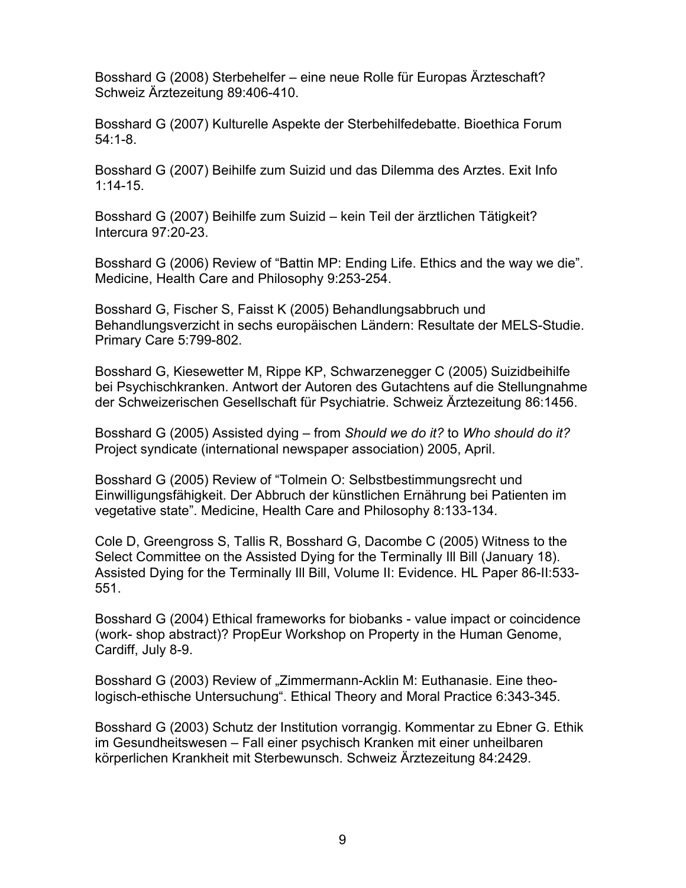Bosshard G (2008) Sterbehelfer – eine neue Rolle für Europas Ärzteschaft? Schweiz Ärztezeitung 89:406-410.

Bosshard G (2007) Kulturelle Aspekte der Sterbehilfedebatte. Bioethica Forum 54:1-8.

Bosshard G (2007) Beihilfe zum Suizid und das Dilemma des Arztes. Exit Info 1:14-15.

Bosshard G (2007) Beihilfe zum Suizid – kein Teil der ärztlichen Tätigkeit? Intercura 97:20-23.

Bosshard G (2006) Review of "Battin MP: Ending Life. Ethics and the way we die". Medicine, Health Care and Philosophy 9:253-254.

Bosshard G, Fischer S, Faisst K (2005) Behandlungsabbruch und Behandlungsverzicht in sechs europäischen Ländern: Resultate der MELS-Studie. Primary Care 5:799-802.

Bosshard G, Kiesewetter M, Rippe KP, Schwarzenegger C (2005) Suizidbeihilfe bei Psychischkranken. Antwort der Autoren des Gutachtens auf die Stellungnahme der Schweizerischen Gesellschaft für Psychiatrie. Schweiz Ärztezeitung 86:1456.

Bosshard G (2005) Assisted dying – from *Should we do it?* to *Who should do it?* Project syndicate (international newspaper association) 2005, April.

Bosshard G (2005) Review of "Tolmein O: Selbstbestimmungsrecht und Einwilligungsfähigkeit. Der Abbruch der künstlichen Ernährung bei Patienten im vegetative state". Medicine, Health Care and Philosophy 8:133-134.

Cole D, Greengross S, Tallis R, Bosshard G, Dacombe C (2005) Witness to the Select Committee on the Assisted Dying for the Terminally Ill Bill (January 18). Assisted Dying for the Terminally Ill Bill, Volume II: Evidence. HL Paper 86-II:533-551.

Bosshard G (2004) Ethical frameworks for biobanks - value impact or coincidence (work- shop abstract)? PropEur Workshop on Property in the Human Genome, Cardiff, July 8-9.

Bosshard G (2003) Review of „Zimmermann-Acklin M: Euthanasie. Eine theologisch-ethische Untersuchung". Ethical Theory and Moral Practice 6:343-345.

Bosshard G (2003) Schutz der Institution vorrangig. Kommentar zu Ebner G. Ethik im Gesundheitswesen – Fall einer psychisch Kranken mit einer unheilbaren körperlichen Krankheit mit Sterbewunsch. Schweiz Ärztezeitung 84:2429.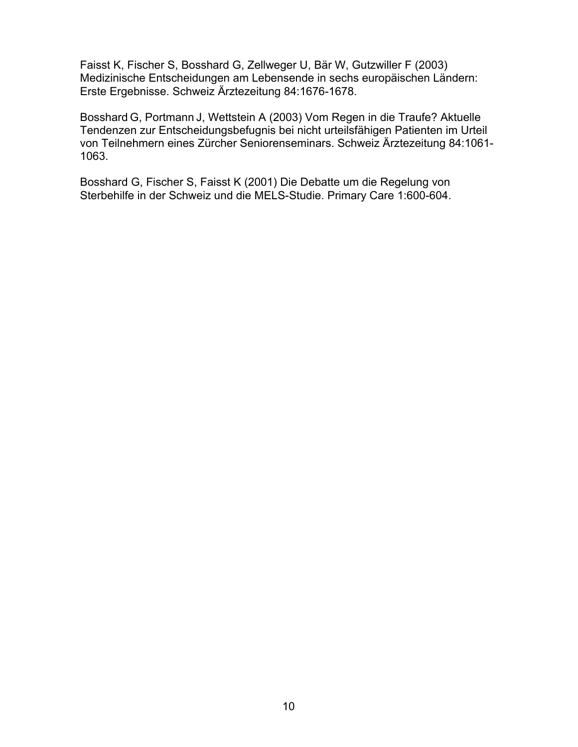Faisst K, Fischer S, Bosshard G, Zellweger U, Bär W, Gutzwiller F (2003) Medizinische Entscheidungen am Lebensende in sechs europäischen Ländern: Erste Ergebnisse. Schweiz Ärztezeitung 84:1676-1678.

Bosshard G, Portmann J, Wettstein A (2003) Vom Regen in die Traufe? Aktuelle Tendenzen zur Entscheidungsbefugnis bei nicht urteilsfähigen Patienten im Urteil von Teilnehmern eines Zürcher Seniorenseminars. Schweiz Ärztezeitung 84:1061-1063.

Bosshard G, Fischer S, Faisst K (2001) Die Debatte um die Regelung von Sterbehilfe in der Schweiz und die MELS-Studie. Primary Care 1:600-604.